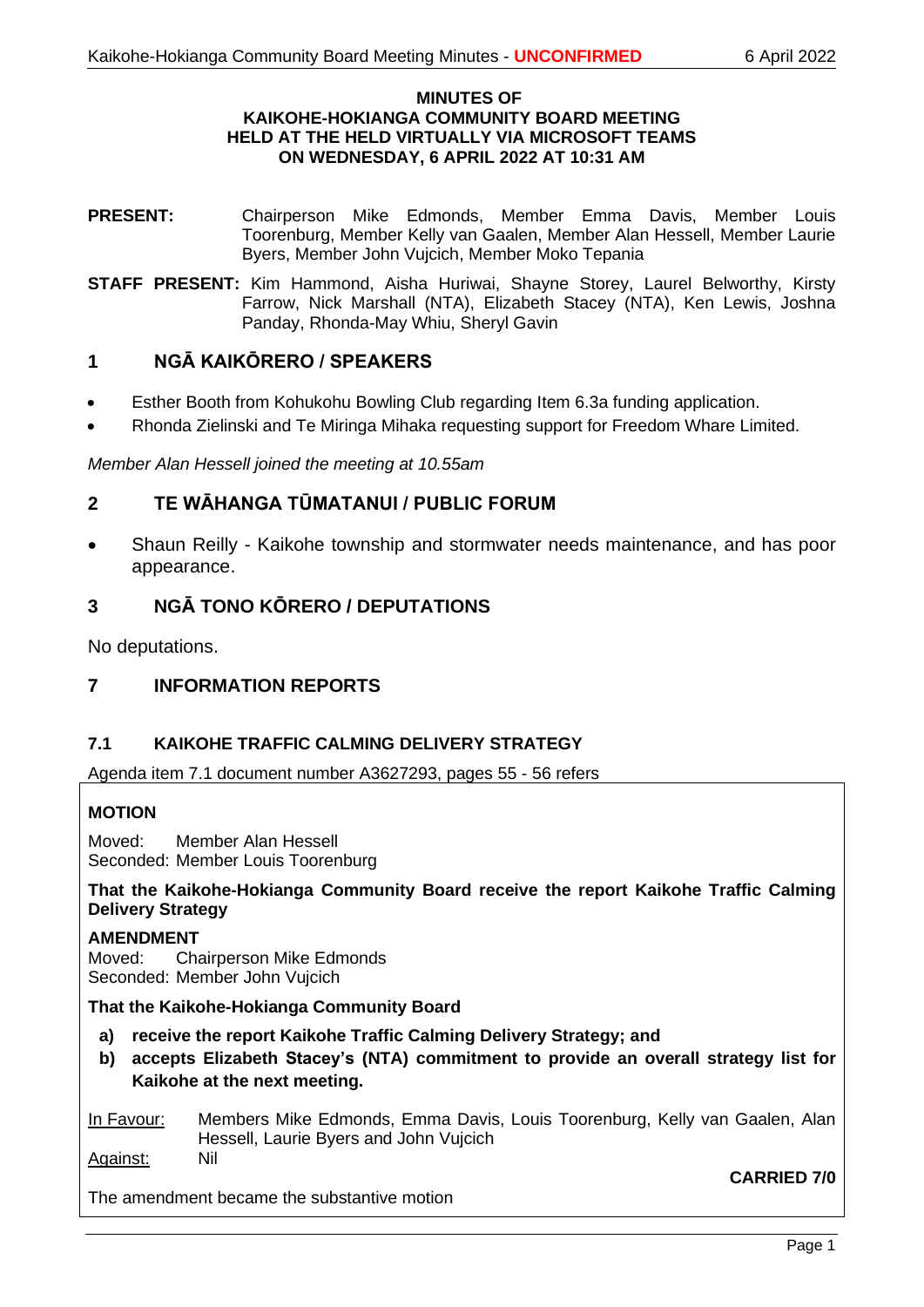**MINUTES OF**
**KAIKOHE-HOKIANGA COMMUNITY BOARD MEETING**
**HELD AT THE HELD VIRTUALLY VIA MICROSOFT TEAMS**
**ON WEDNESDAY, 6 APRIL 2022 AT 10:31 AM**

**PRESENT:** Chairperson Mike Edmonds, Member Emma Davis, Member Louis Toorenburg, Member Kelly van Gaalen, Member Alan Hessell, Member Laurie Byers, Member John Vujcich, Member Moko Tepania

**STAFF PRESENT:** Kim Hammond, Aisha Huriwai, Shayne Storey, Laurel Belworthy, Kirsty Farrow, Nick Marshall (NTA), Elizabeth Stacey (NTA), Ken Lewis, Joshna Panday, Rhonda-May Whiu, Sheryl Gavin

## 1 NGĀ KAIKŌRERO / SPEAKERS

- Esther Booth from Kohukohu Bowling Club regarding Item 6.3a funding application.
- Rhonda Zielinski and Te Miringa Mihaka requesting support for Freedom Whare Limited.

*Member Alan Hessell joined the meeting at 10.55am*

## 2 TE WĀHANGA TŪMATANUI / PUBLIC FORUM

- Shaun Reilly - Kaikohe township and stormwater needs maintenance, and has poor appearance.

## 3 NGĀ TONO KŌRERO / DEPUTATIONS

No deputations.

## 7 INFORMATION REPORTS

### 7.1 KAIKOHE TRAFFIC CALMING DELIVERY STRATEGY

Agenda item 7.1 document number A3627293, pages 55 - 56 refers

**MOTION**

Moved: Member Alan Hessell
Seconded: Member Louis Toorenburg

**That the Kaikohe-Hokianga Community Board receive the report Kaikohe Traffic Calming Delivery Strategy**

**AMENDMENT**
Moved: Chairperson Mike Edmonds
Seconded: Member John Vujcich

**That the Kaikohe-Hokianga Community Board**

a) **receive the report Kaikohe Traffic Calming Delivery Strategy; and**
b) **accepts Elizabeth Stacey's (NTA) commitment to provide an overall strategy list for Kaikohe at the next meeting.**

In Favour: Members Mike Edmonds, Emma Davis, Louis Toorenburg, Kelly van Gaalen, Alan Hessell, Laurie Byers and John Vujcich
Against: Nil

**CARRIED 7/0**

The amendment became the substantive motion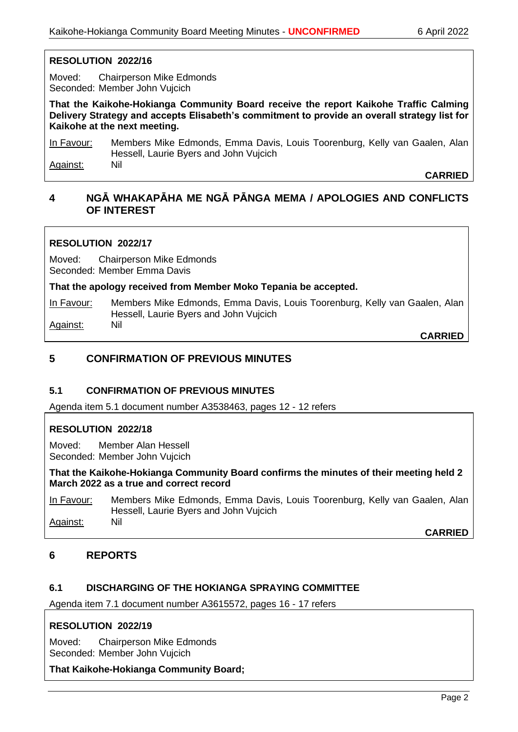**RESOLUTION 2022/16**

Moved: Chairperson Mike Edmonds
Seconded: Member John Vujcich

**That the Kaikohe-Hokianga Community Board receive the report Kaikohe Traffic Calming Delivery Strategy and accepts Elisabeth's commitment to provide an overall strategy list for Kaikohe at the next meeting.**

In Favour: Members Mike Edmonds, Emma Davis, Louis Toorenburg, Kelly van Gaalen, Alan Hessell, Laurie Byers and John Vujcich
Against: Nil

**CARRIED**

## 4 NGĀ WHAKAPĀHA ME NGĀ PĀNGA MEMA / APOLOGIES AND CONFLICTS OF INTEREST

**RESOLUTION 2022/17**

Moved: Chairperson Mike Edmonds
Seconded: Member Emma Davis

**That the apology received from Member Moko Tepania be accepted.**

In Favour: Members Mike Edmonds, Emma Davis, Louis Toorenburg, Kelly van Gaalen, Alan Hessell, Laurie Byers and John Vujcich
Against: Nil

**CARRIED**

## 5 CONFIRMATION OF PREVIOUS MINUTES

### 5.1 CONFIRMATION OF PREVIOUS MINUTES

Agenda item 5.1 document number A3538463, pages 12 - 12 refers

**RESOLUTION 2022/18**

Moved: Member Alan Hessell
Seconded: Member John Vujcich

**That the Kaikohe-Hokianga Community Board confirms the minutes of their meeting held 2 March 2022 as a true and correct record**

In Favour: Members Mike Edmonds, Emma Davis, Louis Toorenburg, Kelly van Gaalen, Alan Hessell, Laurie Byers and John Vujcich
Against: Nil

**CARRIED**

## 6 REPORTS

### 6.1 DISCHARGING OF THE HOKIANGA SPRAYING COMMITTEE

Agenda item 7.1 document number A3615572, pages 16 - 17 refers

**RESOLUTION 2022/19**

Moved: Chairperson Mike Edmonds
Seconded: Member John Vujcich

**That Kaikohe-Hokianga Community Board;**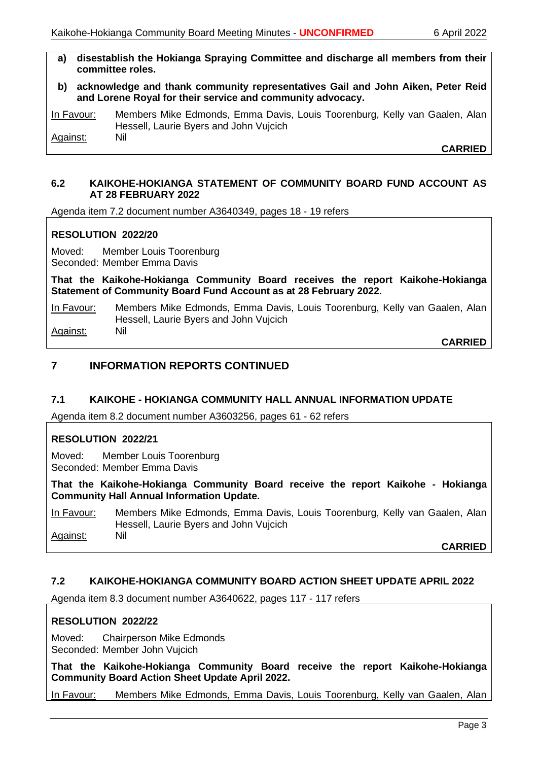**a) disestablish the Hokianga Spraying Committee and discharge all members from their committee roles.**

**b) acknowledge and thank community representatives Gail and John Aiken, Peter Reid and Lorene Royal for their service and community advocacy.**

In Favour: Members Mike Edmonds, Emma Davis, Louis Toorenburg, Kelly van Gaalen, Alan Hessell, Laurie Byers and John Vujcich

Against: Nil

**CARRIED**

### 6.2 KAIKOHE-HOKIANGA STATEMENT OF COMMUNITY BOARD FUND ACCOUNT AS AT 28 FEBRUARY 2022

Agenda item 7.2 document number A3640349, pages 18 - 19 refers

**RESOLUTION 2022/20**

Moved: Member Louis Toorenburg
Seconded: Member Emma Davis

**That the Kaikohe-Hokianga Community Board receives the report Kaikohe-Hokianga Statement of Community Board Fund Account as at 28 February 2022.**

In Favour: Members Mike Edmonds, Emma Davis, Louis Toorenburg, Kelly van Gaalen, Alan Hessell, Laurie Byers and John Vujcich

Against: Nil

**CARRIED**

## 7 INFORMATION REPORTS CONTINUED

### 7.1 KAIKOHE - HOKIANGA COMMUNITY HALL ANNUAL INFORMATION UPDATE

Agenda item 8.2 document number A3603256, pages 61 - 62 refers

**RESOLUTION 2022/21**

Moved: Member Louis Toorenburg
Seconded: Member Emma Davis

**That the Kaikohe-Hokianga Community Board receive the report Kaikohe - Hokianga Community Hall Annual Information Update.**

In Favour: Members Mike Edmonds, Emma Davis, Louis Toorenburg, Kelly van Gaalen, Alan Hessell, Laurie Byers and John Vujcich

Against: Nil

**CARRIED**

### 7.2 KAIKOHE-HOKIANGA COMMUNITY BOARD ACTION SHEET UPDATE APRIL 2022

Agenda item 8.3 document number A3640622, pages 117 - 117 refers

**RESOLUTION 2022/22**

Moved: Chairperson Mike Edmonds
Seconded: Member John Vujcich

**That the Kaikohe-Hokianga Community Board receive the report Kaikohe-Hokianga Community Board Action Sheet Update April 2022.**

In Favour: Members Mike Edmonds, Emma Davis, Louis Toorenburg, Kelly van Gaalen, Alan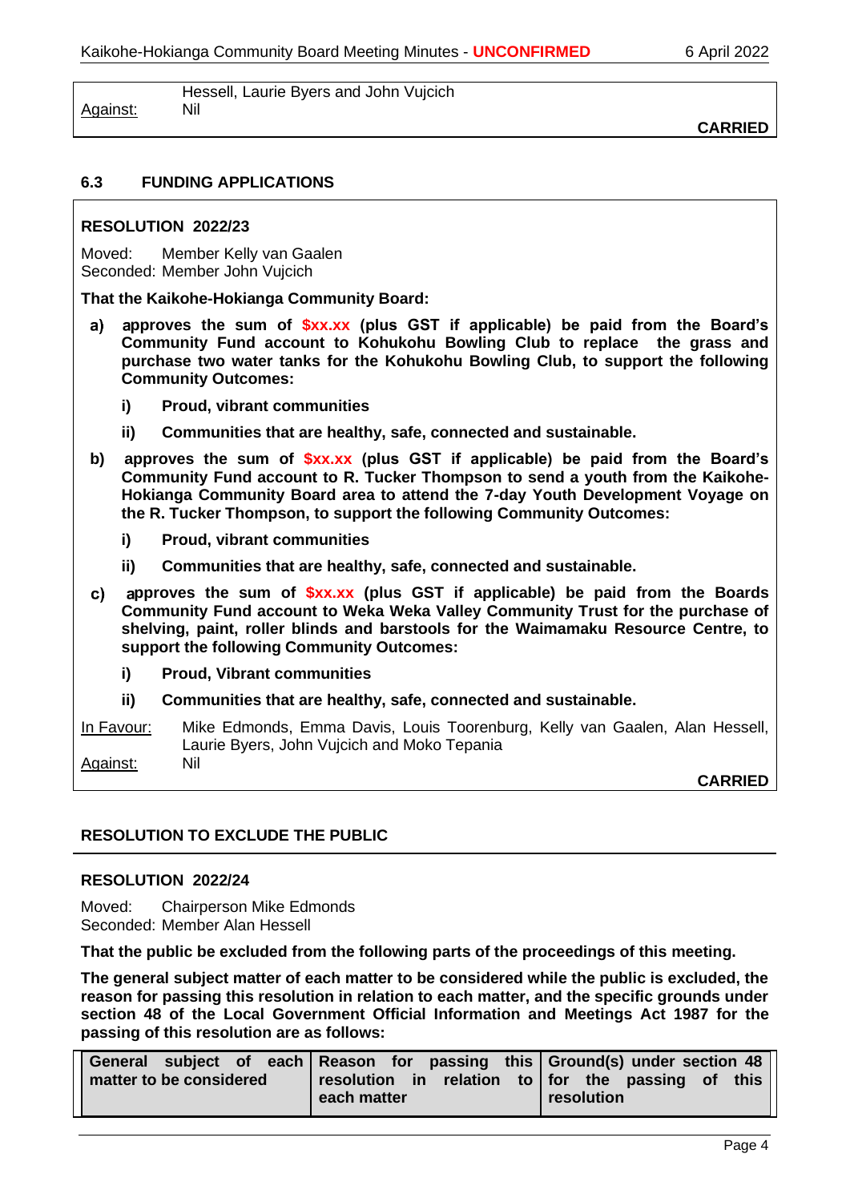Hessell, Laurie Byers and John Vujcich

Against: Nil

**CARRIED**

### 6.3 FUNDING APPLICATIONS

**RESOLUTION 2022/23**

Moved: Member Kelly van Gaalen
Seconded: Member John Vujcich

**That the Kaikohe-Hokianga Community Board:**

**a) approves the sum of $xx.xx (plus GST if applicable) be paid from the Board's Community Fund account to Kohukohu Bowling Club to replace the grass and purchase two water tanks for the Kohukohu Bowling Club, to support the following Community Outcomes:**

**i) Proud, vibrant communities**

**ii) Communities that are healthy, safe, connected and sustainable.**

**b) approves the sum of $xx.xx (plus GST if applicable) be paid from the Board's Community Fund account to R. Tucker Thompson to send a youth from the Kaikohe-Hokianga Community Board area to attend the 7-day Youth Development Voyage on the R. Tucker Thompson, to support the following Community Outcomes:**

**i) Proud, vibrant communities**

**ii) Communities that are healthy, safe, connected and sustainable.**

**c) approves the sum of $xx.xx (plus GST if applicable) be paid from the Boards Community Fund account to Weka Weka Valley Community Trust for the purchase of shelving, paint, roller blinds and barstools for the Waimamaku Resource Centre, to support the following Community Outcomes:**

**i) Proud, Vibrant communities**

**ii) Communities that are healthy, safe, connected and sustainable.**

In Favour: Mike Edmonds, Emma Davis, Louis Toorenburg, Kelly van Gaalen, Alan Hessell, Laurie Byers, John Vujcich and Moko Tepania

Against: Nil

**CARRIED**

### RESOLUTION TO EXCLUDE THE PUBLIC

**RESOLUTION 2022/24**

Moved: Chairperson Mike Edmonds
Seconded: Member Alan Hessell

**That the public be excluded from the following parts of the proceedings of this meeting.**

**The general subject matter of each matter to be considered while the public is excluded, the reason for passing this resolution in relation to each matter, and the specific grounds under section 48 of the Local Government Official Information and Meetings Act 1987 for the passing of this resolution are as follows:**

| General subject of each matter to be considered | Reason for passing this resolution in relation to each matter | Ground(s) under section 48 for the passing of this resolution |
|---|---|---|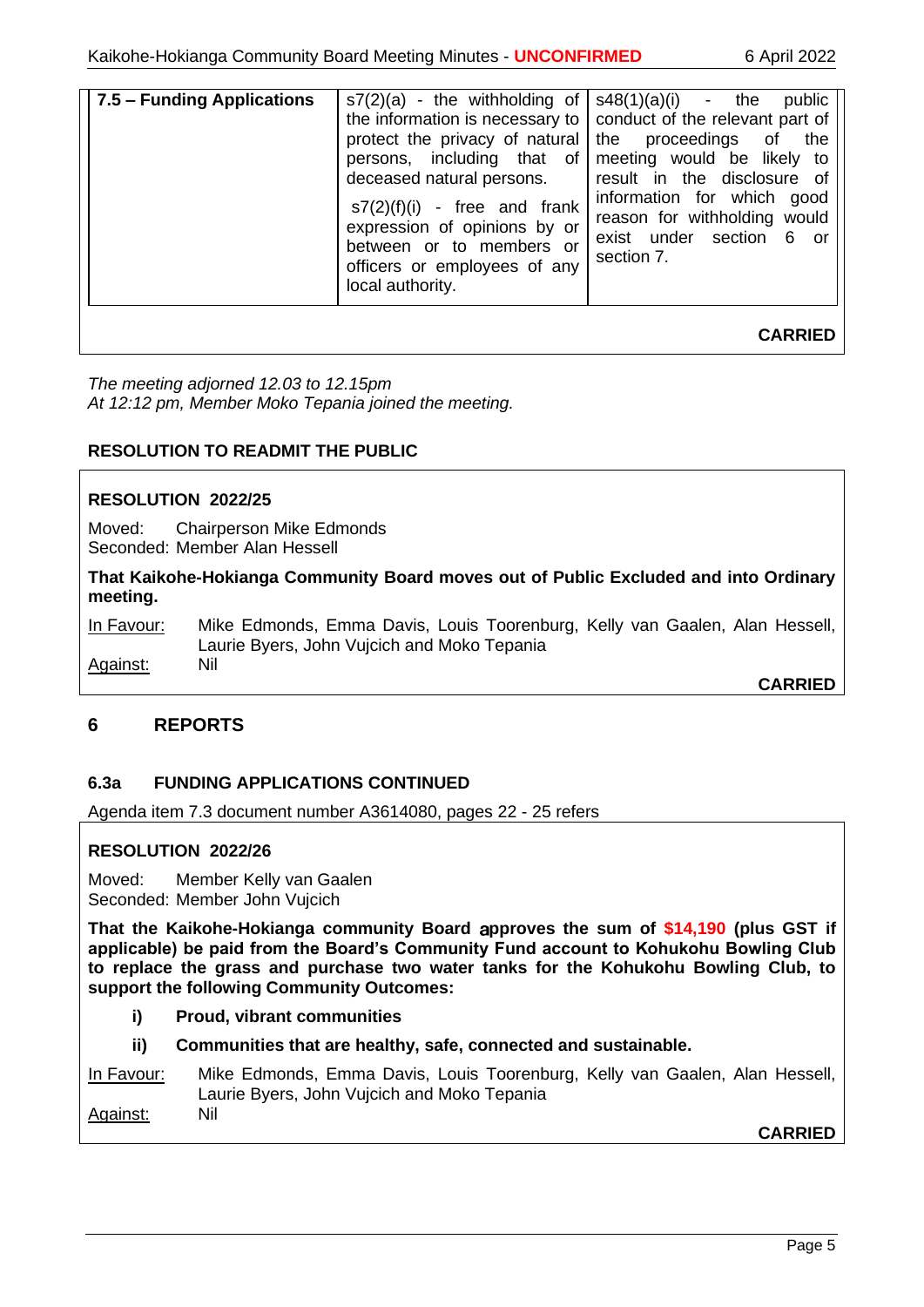| 7.5 – Funding Applications | s7(2)(a) - the withholding of the information is necessary to protect the privacy of natural persons, including that of deceased natural persons.<br>s7(2)(f)(i) - free and frank expression of opinions by or between or to members or officers or employees of any local authority. | s48(1)(a)(i) - the public conduct of the relevant part of the proceedings of the meeting would be likely to result in the disclosure of information for which good reason for withholding would exist under section 6 or section 7. |
|---|---|---|

**CARRIED**

*The meeting adjorned 12.03 to 12.15pm*
*At 12:12 pm, Member Moko Tepania joined the meeting.*

**RESOLUTION TO READMIT THE PUBLIC**

**RESOLUTION 2022/25**

Moved: Chairperson Mike Edmonds
Seconded: Member Alan Hessell

**That Kaikohe-Hokianga Community Board moves out of Public Excluded and into Ordinary meeting.**

In Favour: Mike Edmonds, Emma Davis, Louis Toorenburg, Kelly van Gaalen, Alan Hessell, Laurie Byers, John Vujcich and Moko Tepania
Against: Nil

**CARRIED**

## 6 REPORTS

### 6.3a FUNDING APPLICATIONS CONTINUED

Agenda item 7.3 document number A3614080, pages 22 - 25 refers

**RESOLUTION 2022/26**

Moved: Member Kelly van Gaalen
Seconded: Member John Vujcich

**That the Kaikohe-Hokianga community Board approves the sum of $14,190 (plus GST if applicable) be paid from the Board's Community Fund account to Kohukohu Bowling Club to replace the grass and purchase two water tanks for the Kohukohu Bowling Club, to support the following Community Outcomes:**

**i) Proud, vibrant communities**

**ii) Communities that are healthy, safe, connected and sustainable.**

In Favour: Mike Edmonds, Emma Davis, Louis Toorenburg, Kelly van Gaalen, Alan Hessell, Laurie Byers, John Vujcich and Moko Tepania
Against: Nil

**CARRIED**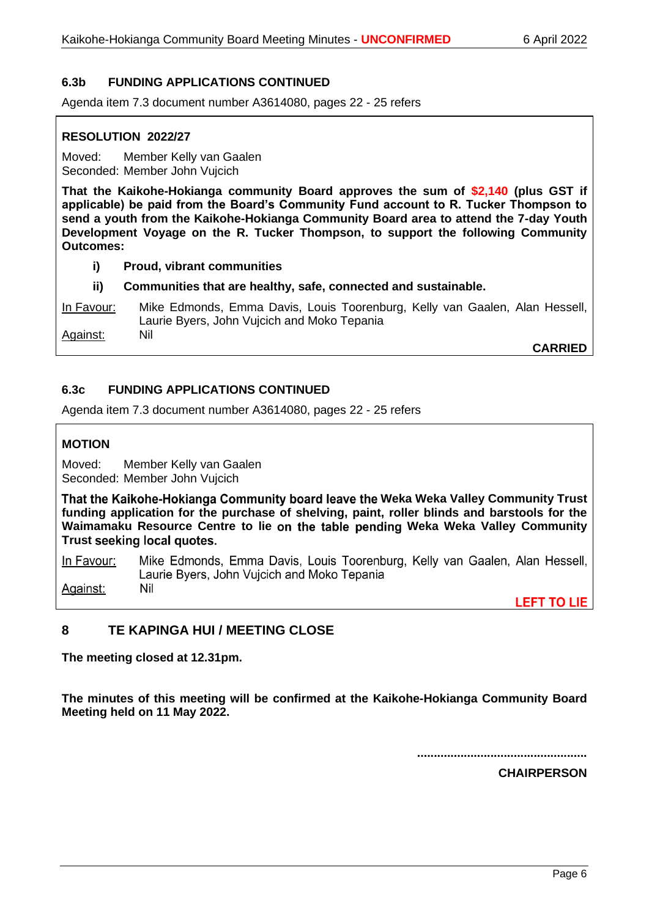### 6.3b FUNDING APPLICATIONS CONTINUED

Agenda item 7.3 document number A3614080, pages 22 - 25 refers

**RESOLUTION 2022/27**

Moved: Member Kelly van Gaalen
Seconded: Member John Vujcich

**That the Kaikohe-Hokianga community Board approves the sum of $2,140 (plus GST if applicable) be paid from the Board's Community Fund account to R. Tucker Thompson to send a youth from the Kaikohe-Hokianga Community Board area to attend the 7-day Youth Development Voyage on the R. Tucker Thompson, to support the following Community Outcomes:**

**i) Proud, vibrant communities**

**ii) Communities that are healthy, safe, connected and sustainable.**

In Favour: Mike Edmonds, Emma Davis, Louis Toorenburg, Kelly van Gaalen, Alan Hessell, Laurie Byers, John Vujcich and Moko Tepania
Against: Nil

**CARRIED**

### 6.3c FUNDING APPLICATIONS CONTINUED

Agenda item 7.3 document number A3614080, pages 22 - 25 refers

**MOTION**

Moved: Member Kelly van Gaalen
Seconded: Member John Vujcich

**That the Kaikohe-Hokianga Community board leave the Weka Weka Valley Community Trust funding application for the purchase of shelving, paint, roller blinds and barstools for the Waimamaku Resource Centre to lie on the table pending Weka Weka Valley Community Trust seeking local quotes.**

In Favour: Mike Edmonds, Emma Davis, Louis Toorenburg, Kelly van Gaalen, Alan Hessell, Laurie Byers, John Vujcich and Moko Tepania
Against: Nil

**LEFT TO LIE**

## 8 TE KAPINGA HUI / MEETING CLOSE

**The meeting closed at 12.31pm.**

**The minutes of this meeting will be confirmed at the Kaikohe-Hokianga Community Board Meeting held on 11 May 2022.**

**...................................................**

**CHAIRPERSON**